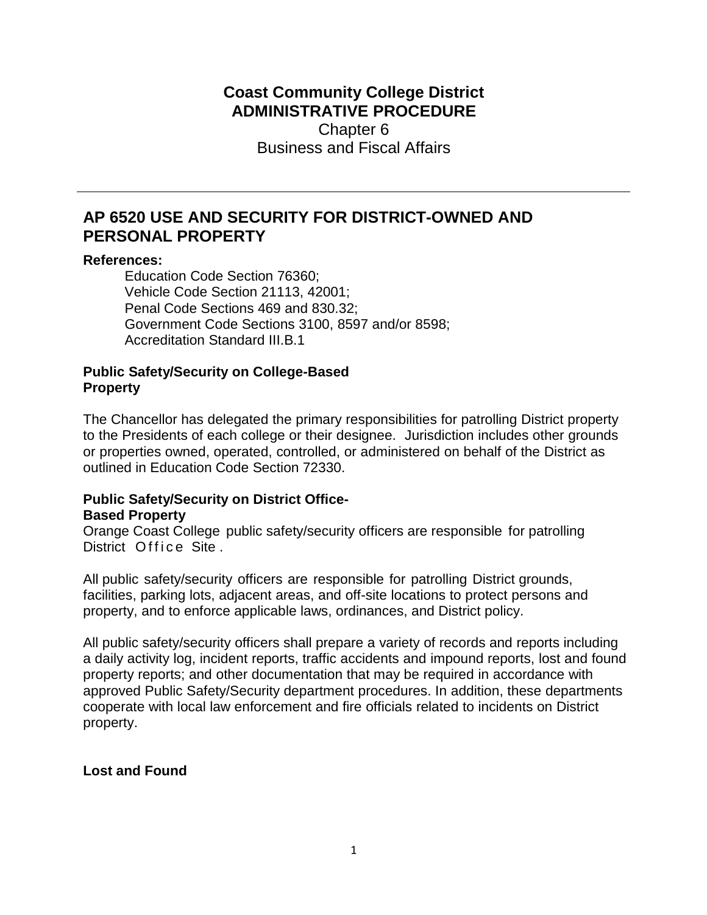**Coast Community College District**
**ADMINISTRATIVE PROCEDURE**
Chapter 6
Business and Fiscal Affairs

---

## AP 6520 USE AND SECURITY FOR DISTRICT-OWNED AND PERSONAL PROPERTY

**References:**

Education Code Section 76360;
Vehicle Code Section 21113, 42001;
Penal Code Sections 469 and 830.32;
Government Code Sections 3100, 8597 and/or 8598;
Accreditation Standard III.B.1

**Public Safety/Security on College-Based Property**

The Chancellor has delegated the primary responsibilities for patrolling District property to the Presidents of each college or their designee. Jurisdiction includes other grounds or properties owned, operated, controlled, or administered on behalf of the District as outlined in Education Code Section 72330.

**Public Safety/Security on District Office-Based Property**

Orange Coast College public safety/security officers are responsible for patrolling District Office Site .

All public safety/security officers are responsible for patrolling District grounds, facilities, parking lots, adjacent areas, and off-site locations to protect persons and property, and to enforce applicable laws, ordinances, and District policy.

All public safety/security officers shall prepare a variety of records and reports including a daily activity log, incident reports, traffic accidents and impound reports, lost and found property reports; and other documentation that may be required in accordance with approved Public Safety/Security department procedures. In addition, these departments cooperate with local law enforcement and fire officials related to incidents on District property.

**Lost and Found**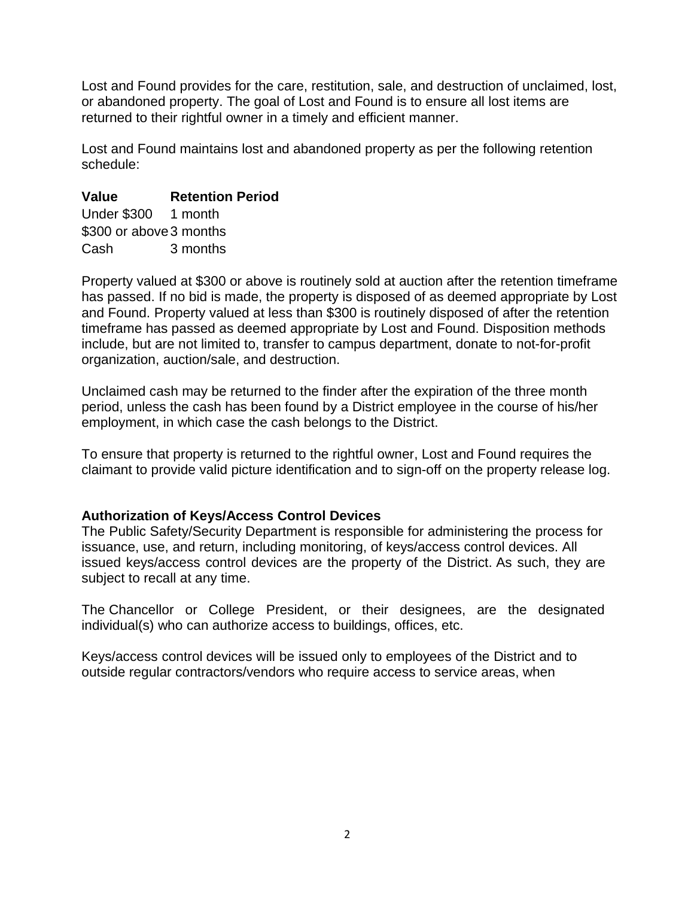Lost and Found provides for the care, restitution, sale, and destruction of unclaimed, lost, or abandoned property. The goal of Lost and Found is to ensure all lost items are returned to their rightful owner in a timely and efficient manner.

Lost and Found maintains lost and abandoned property as per the following retention schedule:

| **Value** | **Retention Period** |
|---|---|
| Under $300 | 1 month |
| $300 or above | 3 months |
| Cash | 3 months |

Property valued at $300 or above is routinely sold at auction after the retention timeframe has passed. If no bid is made, the property is disposed of as deemed appropriate by Lost and Found. Property valued at less than $300 is routinely disposed of after the retention timeframe has passed as deemed appropriate by Lost and Found. Disposition methods include, but are not limited to, transfer to campus department, donate to not-for-profit organization, auction/sale, and destruction.

Unclaimed cash may be returned to the finder after the expiration of the three month period, unless the cash has been found by a District employee in the course of his/her employment, in which case the cash belongs to the District.

To ensure that property is returned to the rightful owner, Lost and Found requires the claimant to provide valid picture identification and to sign-off on the property release log.

**Authorization of Keys/Access Control Devices**

The Public Safety/Security Department is responsible for administering the process for issuance, use, and return, including monitoring, of keys/access control devices. All issued keys/access control devices are the property of the District. As such, they are subject to recall at any time.

The Chancellor or College President, or their designees, are the designated individual(s) who can authorize access to buildings, offices, etc.

Keys/access control devices will be issued only to employees of the District and to outside regular contractors/vendors who require access to service areas, when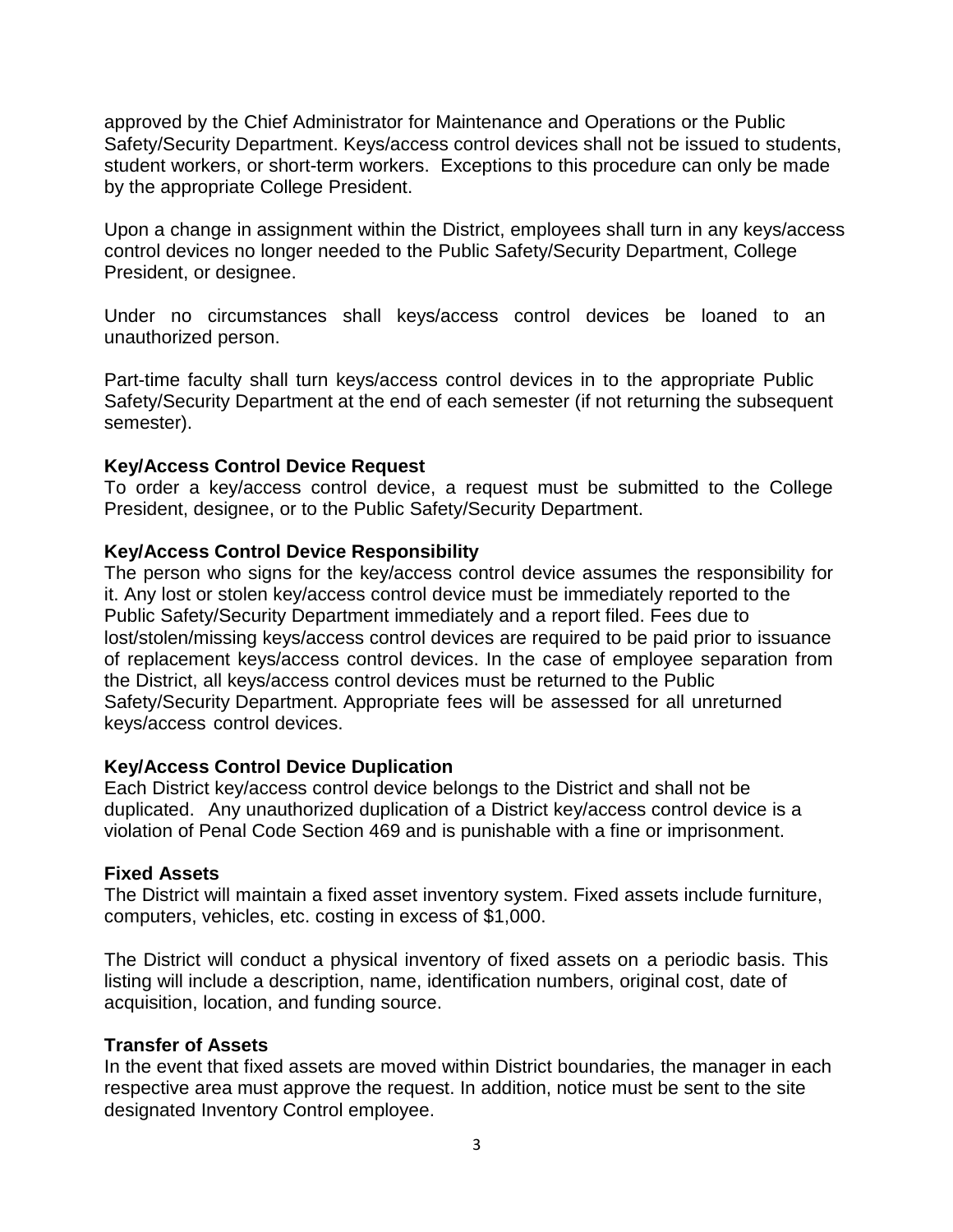approved by the Chief Administrator for Maintenance and Operations or the Public Safety/Security Department. Keys/access control devices shall not be issued to students, student workers, or short-term workers. Exceptions to this procedure can only be made by the appropriate College President.

Upon a change in assignment within the District, employees shall turn in any keys/access control devices no longer needed to the Public Safety/Security Department, College President, or designee.

Under no circumstances shall keys/access control devices be loaned to an unauthorized person.

Part-time faculty shall turn keys/access control devices in to the appropriate Public Safety/Security Department at the end of each semester (if not returning the subsequent semester).

**Key/Access Control Device Request**

To order a key/access control device, a request must be submitted to the College President, designee, or to the Public Safety/Security Department.

**Key/Access Control Device Responsibility**

The person who signs for the key/access control device assumes the responsibility for it. Any lost or stolen key/access control device must be immediately reported to the Public Safety/Security Department immediately and a report filed. Fees due to lost/stolen/missing keys/access control devices are required to be paid prior to issuance of replacement keys/access control devices. In the case of employee separation from the District, all keys/access control devices must be returned to the Public Safety/Security Department. Appropriate fees will be assessed for all unreturned keys/access control devices.

**Key/Access Control Device Duplication**

Each District key/access control device belongs to the District and shall not be duplicated. Any unauthorized duplication of a District key/access control device is a violation of Penal Code Section 469 and is punishable with a fine or imprisonment.

**Fixed Assets**

The District will maintain a fixed asset inventory system. Fixed assets include furniture, computers, vehicles, etc. costing in excess of $1,000.

The District will conduct a physical inventory of fixed assets on a periodic basis. This listing will include a description, name, identification numbers, original cost, date of acquisition, location, and funding source.

**Transfer of Assets**

In the event that fixed assets are moved within District boundaries, the manager in each respective area must approve the request. In addition, notice must be sent to the site designated Inventory Control employee.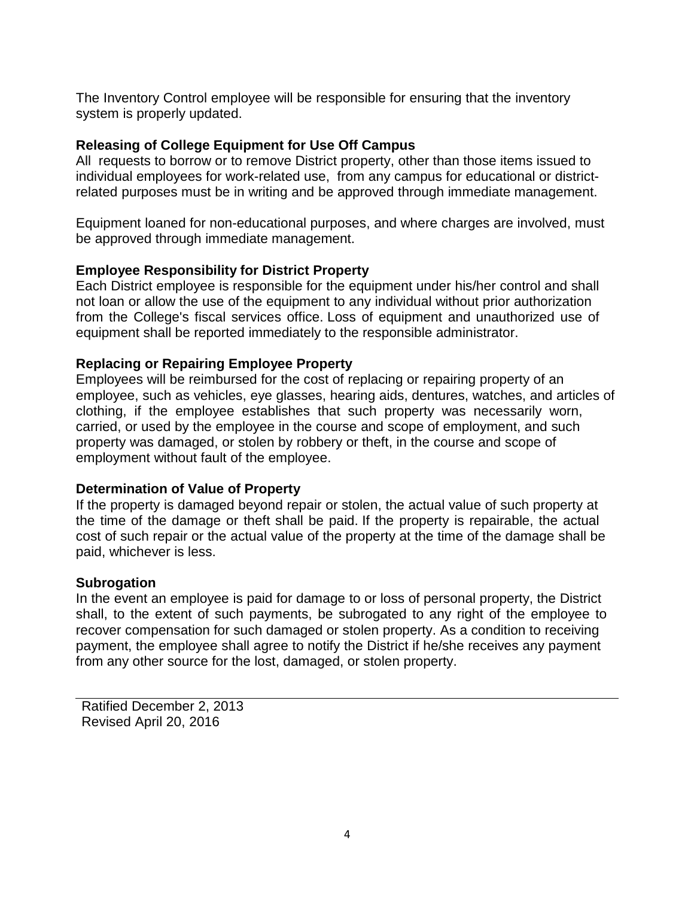The Inventory Control employee will be responsible for ensuring that the inventory system is properly updated.

**Releasing of College Equipment for Use Off Campus**

All requests to borrow or to remove District property, other than those items issued to individual employees for work-related use, from any campus for educational or district-related purposes must be in writing and be approved through immediate management.

Equipment loaned for non-educational purposes, and where charges are involved, must be approved through immediate management.

**Employee Responsibility for District Property**

Each District employee is responsible for the equipment under his/her control and shall not loan or allow the use of the equipment to any individual without prior authorization from the College's fiscal services office. Loss of equipment and unauthorized use of equipment shall be reported immediately to the responsible administrator.

**Replacing or Repairing Employee Property**

Employees will be reimbursed for the cost of replacing or repairing property of an employee, such as vehicles, eye glasses, hearing aids, dentures, watches, and articles of clothing, if the employee establishes that such property was necessarily worn, carried, or used by the employee in the course and scope of employment, and such property was damaged, or stolen by robbery or theft, in the course and scope of employment without fault of the employee.

**Determination of Value of Property**

If the property is damaged beyond repair or stolen, the actual value of such property at the time of the damage or theft shall be paid. If the property is repairable, the actual cost of such repair or the actual value of the property at the time of the damage shall be paid, whichever is less.

**Subrogation**

In the event an employee is paid for damage to or loss of personal property, the District shall, to the extent of such payments, be subrogated to any right of the employee to recover compensation for such damaged or stolen property. As a condition to receiving payment, the employee shall agree to notify the District if he/she receives any payment from any other source for the lost, damaged, or stolen property.

---

Ratified December 2, 2013
Revised April 20, 2016